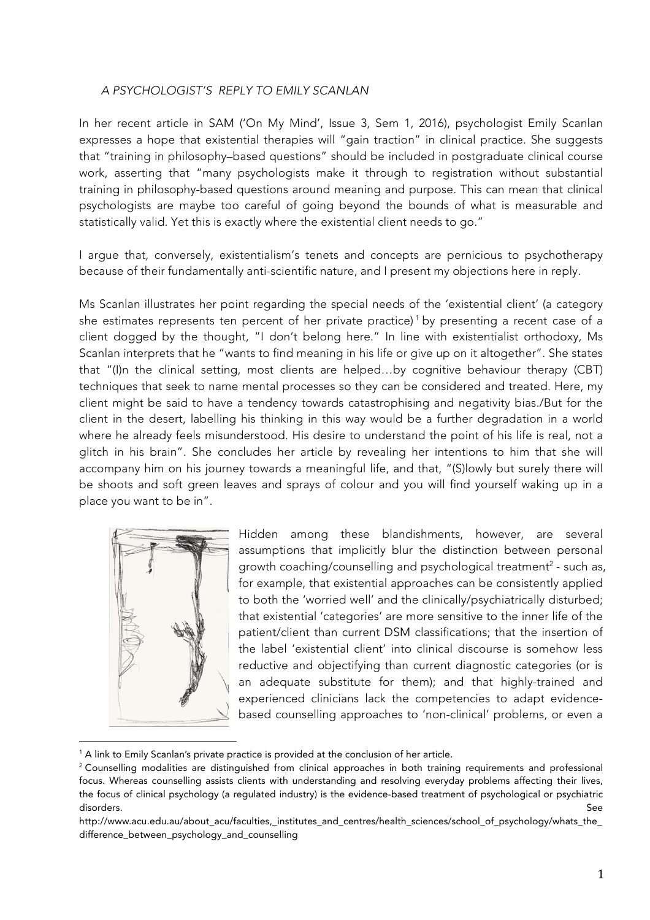*A PSYCHOLOGIST'S REPLY TO EMILY SCANLAN*

In her recent article in SAM ('On My Mind', Issue 3, Sem 1, 2016), psychologist Emily Scanlan expresses a hope that existential therapies will "gain traction" in clinical practice. She suggests that "training in philosophy–based questions" should be included in postgraduate clinical course work, asserting that "many psychologists make it through to registration without substantial training in philosophy-based questions around meaning and purpose. This can mean that clinical psychologists are maybe too careful of going beyond the bounds of what is measurable and statistically valid. Yet this is exactly where the existential client needs to go."

I argue that, conversely, existentialism's tenets and concepts are pernicious to psychotherapy because of their fundamentally anti-scientific nature, and I present my objections here in reply.

Ms Scanlan illustrates her point regarding the special needs of the 'existential client' (a category she estimates represents ten percent of her private practice)[1] by presenting a recent case of a client dogged by the thought, "I don't belong here." In line with existentialist orthodoxy, Ms Scanlan interprets that he "wants to find meaning in his life or give up on it altogether". She states that "(I)n the clinical setting, most clients are helped…by cognitive behaviour therapy (CBT) techniques that seek to name mental processes so they can be considered and treated. Here, my client might be said to have a tendency towards catastrophising and negativity bias./But for the client in the desert, labelling his thinking in this way would be a further degradation in a world where he already feels misunderstood. His desire to understand the point of his life is real, not a glitch in his brain". She concludes her article by revealing her intentions to him that she will accompany him on his journey towards a meaningful life, and that, "(S)lowly but surely there will be shoots and soft green leaves and sprays of colour and you will find yourself waking up in a place you want to be in".

Hidden among these blandishments, however, are several assumptions that implicitly blur the distinction between personal growth coaching/counselling and psychological treatment[2] - such as, for example, that existential approaches can be consistently applied to both the 'worried well' and the clinically/psychiatrically disturbed; that existential 'categories' are more sensitive to the inner life of the patient/client than current DSM classifications; that the insertion of the label 'existential client' into clinical discourse is somehow less reductive and objectifying than current diagnostic categories (or is an adequate substitute for them); and that highly-trained and experienced clinicians lack the competencies to adapt evidence-based counselling approaches to 'non-clinical' problems, or even a

---

[1] A link to Emily Scanlan's private practice is provided at the conclusion of her article.

[2] Counselling modalities are distinguished from clinical approaches in both training requirements and professional focus. Whereas counselling assists clients with understanding and resolving everyday problems affecting their lives, the focus of clinical psychology (a regulated industry) is the evidence-based treatment of psychological or psychiatric disorders. See http://www.acu.edu.au/about_acu/faculties,_institutes_and_centres/health_sciences/school_of_psychology/whats_the_difference_between_psychology_and_counselling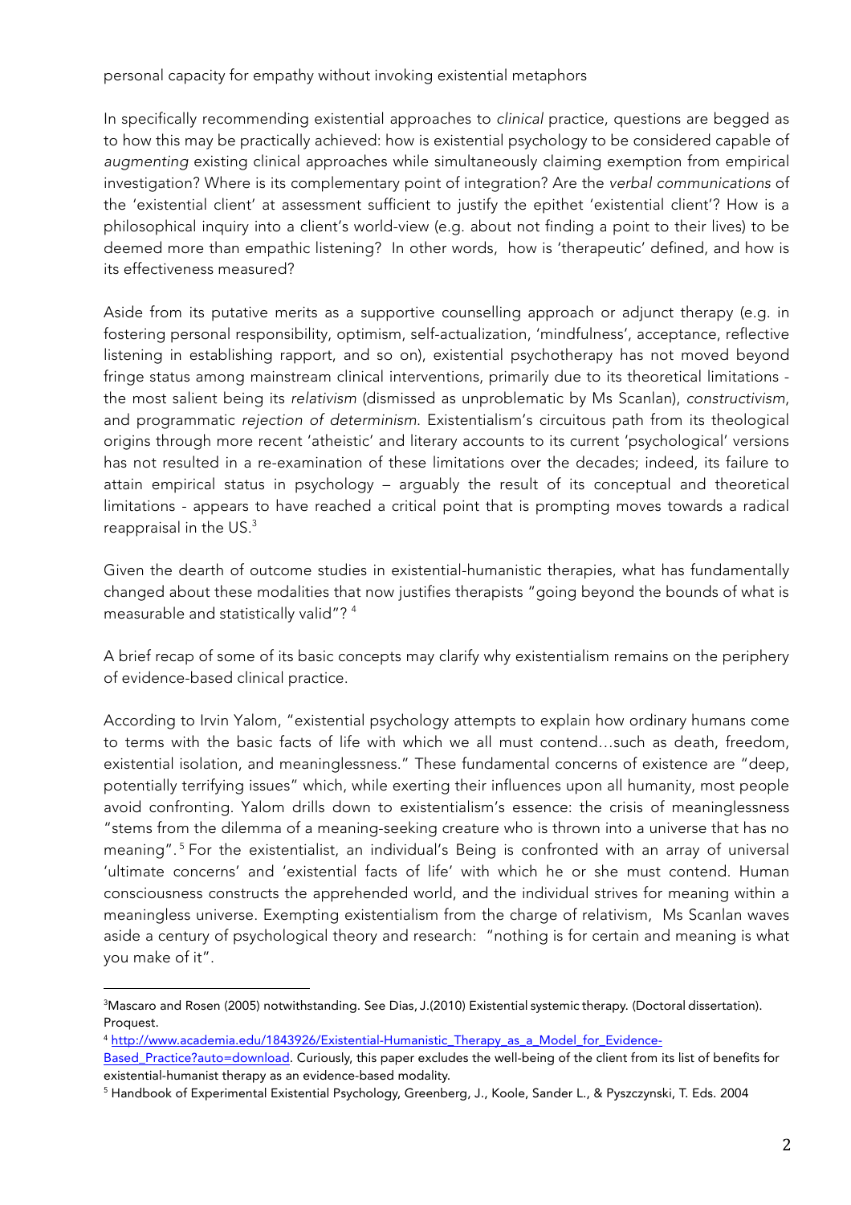personal capacity for empathy without invoking existential metaphors

In specifically recommending existential approaches to *clinical* practice, questions are begged as to how this may be practically achieved: how is existential psychology to be considered capable of *augmenting* existing clinical approaches while simultaneously claiming exemption from empirical investigation? Where is its complementary point of integration? Are the *verbal communications* of the 'existential client' at assessment sufficient to justify the epithet 'existential client'? How is a philosophical inquiry into a client's world-view (e.g. about not finding a point to their lives) to be deemed more than empathic listening? In other words, how is 'therapeutic' defined, and how is its effectiveness measured?

Aside from its putative merits as a supportive counselling approach or adjunct therapy (e.g. in fostering personal responsibility, optimism, self-actualization, 'mindfulness', acceptance, reflective listening in establishing rapport, and so on), existential psychotherapy has not moved beyond fringe status among mainstream clinical interventions, primarily due to its theoretical limitations - the most salient being its *relativism* (dismissed as unproblematic by Ms Scanlan), *constructivism*, and programmatic *rejection of determinism*. Existentialism's circuitous path from its theological origins through more recent 'atheistic' and literary accounts to its current 'psychological' versions has not resulted in a re-examination of these limitations over the decades; indeed, its failure to attain empirical status in psychology – arguably the result of its conceptual and theoretical limitations - appears to have reached a critical point that is prompting moves towards a radical reappraisal in the US.[3]

Given the dearth of outcome studies in existential-humanistic therapies, what has fundamentally changed about these modalities that now justifies therapists "going beyond the bounds of what is measurable and statistically valid"? [4]

A brief recap of some of its basic concepts may clarify why existentialism remains on the periphery of evidence-based clinical practice.

According to Irvin Yalom, "existential psychology attempts to explain how ordinary humans come to terms with the basic facts of life with which we all must contend…such as death, freedom, existential isolation, and meaninglessness." These fundamental concerns of existence are "deep, potentially terrifying issues" which, while exerting their influences upon all humanity, most people avoid confronting. Yalom drills down to existentialism's essence: the crisis of meaninglessness "stems from the dilemma of a meaning-seeking creature who is thrown into a universe that has no meaning".[5] For the existentialist, an individual's Being is confronted with an array of universal 'ultimate concerns' and 'existential facts of life' with which he or she must contend. Human consciousness constructs the apprehended world, and the individual strives for meaning within a meaningless universe. Exempting existentialism from the charge of relativism, Ms Scanlan waves aside a century of psychological theory and research: "nothing is for certain and meaning is what you make of it".

---

[3] Mascaro and Rosen (2005) notwithstanding. See Dias, J.(2010) Existential systemic therapy. (Doctoral dissertation). Proquest.

[4] http://www.academia.edu/1843926/Existential-Humanistic_Therapy_as_a_Model_for_Evidence-Based_Practice?auto=download. Curiously, this paper excludes the well-being of the client from its list of benefits for existential-humanist therapy as an evidence-based modality.

[5] Handbook of Experimental Existential Psychology, Greenberg, J., Koole, Sander L., & Pyszczynski, T. Eds. 2004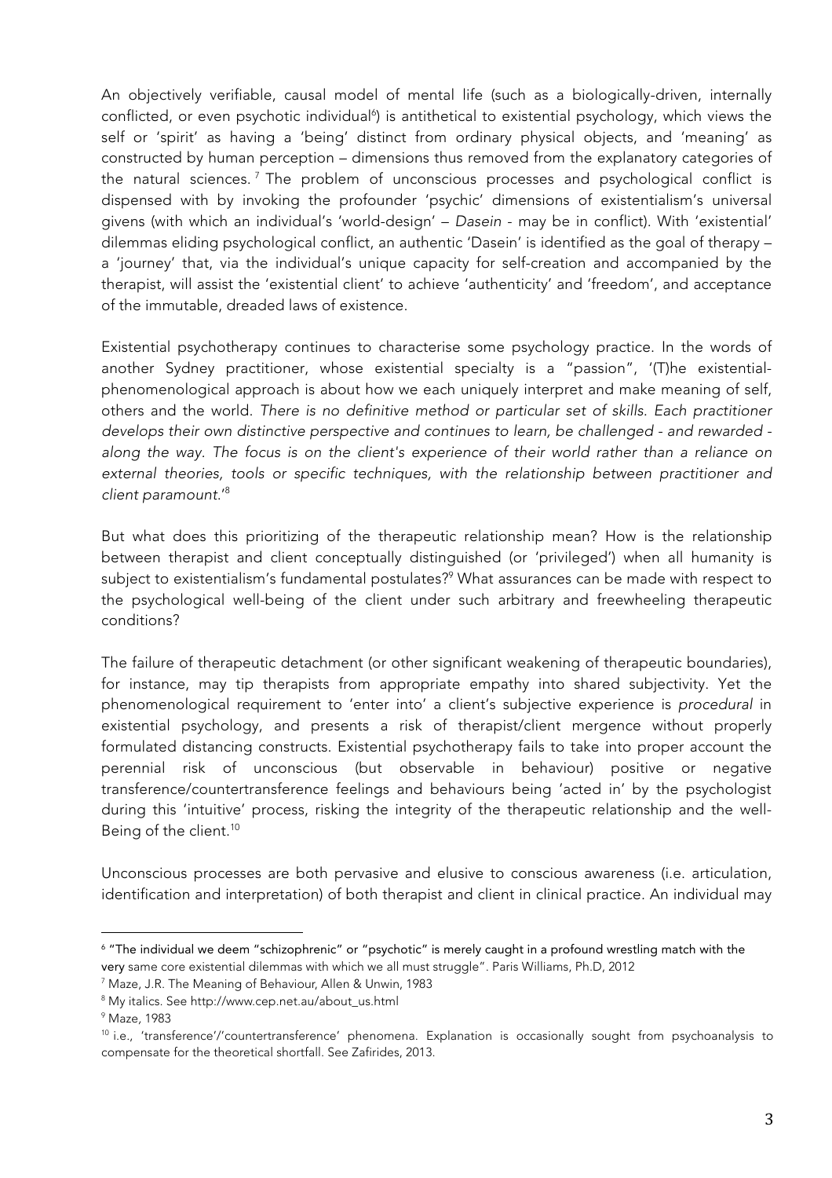An objectively verifiable, causal model of mental life (such as a biologically-driven, internally conflicted, or even psychotic individual[6]) is antithetical to existential psychology, which views the self or 'spirit' as having a 'being' distinct from ordinary physical objects, and 'meaning' as constructed by human perception – dimensions thus removed from the explanatory categories of the natural sciences.[7] The problem of unconscious processes and psychological conflict is dispensed with by invoking the profounder 'psychic' dimensions of existentialism's universal givens (with which an individual's 'world-design' – *Dasein* - may be in conflict). With 'existential' dilemmas eliding psychological conflict, an authentic 'Dasein' is identified as the goal of therapy – a 'journey' that, via the individual's unique capacity for self-creation and accompanied by the therapist, will assist the 'existential client' to achieve 'authenticity' and 'freedom', and acceptance of the immutable, dreaded laws of existence.

Existential psychotherapy continues to characterise some psychology practice. In the words of another Sydney practitioner, whose existential specialty is a "passion", '(T)he existential-phenomenological approach is about how we each uniquely interpret and make meaning of self, others and the world. *There is no definitive method or particular set of skills. Each practitioner develops their own distinctive perspective and continues to learn, be challenged - and rewarded - along the way. The focus is on the client's experience of their world rather than a reliance on external theories, tools or specific techniques, with the relationship between practitioner and client paramount.*'[8]

But what does this prioritizing of the therapeutic relationship mean? How is the relationship between therapist and client conceptually distinguished (or 'privileged') when all humanity is subject to existentialism's fundamental postulates?[9] What assurances can be made with respect to the psychological well-being of the client under such arbitrary and freewheeling therapeutic conditions?

The failure of therapeutic detachment (or other significant weakening of therapeutic boundaries), for instance, may tip therapists from appropriate empathy into shared subjectivity. Yet the phenomenological requirement to 'enter into' a client's subjective experience is *procedural* in existential psychology, and presents a risk of therapist/client mergence without properly formulated distancing constructs. Existential psychotherapy fails to take into proper account the perennial risk of unconscious (but observable in behaviour) positive or negative transference/countertransference feelings and behaviours being 'acted in' by the psychologist during this 'intuitive' process, risking the integrity of the therapeutic relationship and the well-Being of the client.[10]

Unconscious processes are both pervasive and elusive to conscious awareness (i.e. articulation, identification and interpretation) of both therapist and client in clinical practice. An individual may

---

[6] "The individual we deem "schizophrenic" or "psychotic" is merely caught in a profound wrestling match with the very same core existential dilemmas with which we all must struggle". Paris Williams, Ph.D, 2012

[7] Maze, J.R. The Meaning of Behaviour, Allen & Unwin, 1983

[8] My italics. See http://www.cep.net.au/about_us.html

[9] Maze, 1983

[10] i.e., 'transference'/'countertransference' phenomena. Explanation is occasionally sought from psychoanalysis to compensate for the theoretical shortfall. See Zafirides, 2013.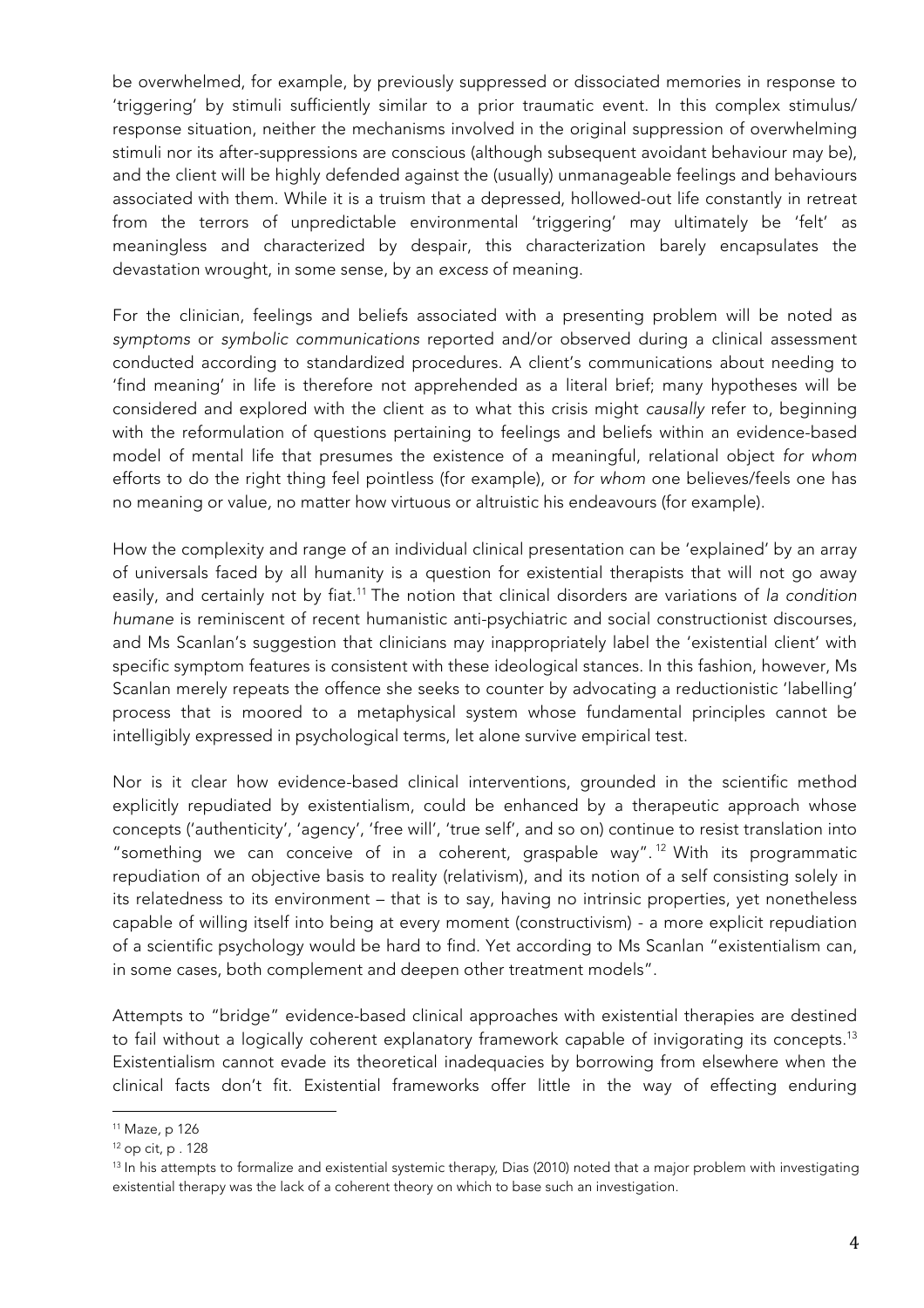be overwhelmed, for example, by previously suppressed or dissociated memories in response to 'triggering' by stimuli sufficiently similar to a prior traumatic event. In this complex stimulus/ response situation, neither the mechanisms involved in the original suppression of overwhelming stimuli nor its after-suppressions are conscious (although subsequent avoidant behaviour may be), and the client will be highly defended against the (usually) unmanageable feelings and behaviours associated with them. While it is a truism that a depressed, hollowed-out life constantly in retreat from the terrors of unpredictable environmental 'triggering' may ultimately be 'felt' as meaningless and characterized by despair, this characterization barely encapsulates the devastation wrought, in some sense, by an *excess* of meaning.

For the clinician, feelings and beliefs associated with a presenting problem will be noted as *symptoms* or *symbolic communications* reported and/or observed during a clinical assessment conducted according to standardized procedures. A client's communications about needing to 'find meaning' in life is therefore not apprehended as a literal brief; many hypotheses will be considered and explored with the client as to what this crisis might *causally* refer to, beginning with the reformulation of questions pertaining to feelings and beliefs within an evidence-based model of mental life that presumes the existence of a meaningful, relational object *for whom* efforts to do the right thing feel pointless (for example), or *for whom* one believes/feels one has no meaning or value, no matter how virtuous or altruistic his endeavours (for example).

How the complexity and range of an individual clinical presentation can be 'explained' by an array of universals faced by all humanity is a question for existential therapists that will not go away easily, and certainly not by fiat.[11] The notion that clinical disorders are variations of *la condition humane* is reminiscent of recent humanistic anti-psychiatric and social constructionist discourses, and Ms Scanlan's suggestion that clinicians may inappropriately label the 'existential client' with specific symptom features is consistent with these ideological stances. In this fashion, however, Ms Scanlan merely repeats the offence she seeks to counter by advocating a reductionistic 'labelling' process that is moored to a metaphysical system whose fundamental principles cannot be intelligibly expressed in psychological terms, let alone survive empirical test.

Nor is it clear how evidence-based clinical interventions, grounded in the scientific method explicitly repudiated by existentialism, could be enhanced by a therapeutic approach whose concepts ('authenticity', 'agency', 'free will', 'true self', and so on) continue to resist translation into "something we can conceive of in a coherent, graspable way".[12] With its programmatic repudiation of an objective basis to reality (relativism), and its notion of a self consisting solely in its relatedness to its environment – that is to say, having no intrinsic properties, yet nonetheless capable of willing itself into being at every moment (constructivism) - a more explicit repudiation of a scientific psychology would be hard to find. Yet according to Ms Scanlan "existentialism can, in some cases, both complement and deepen other treatment models".

Attempts to "bridge" evidence-based clinical approaches with existential therapies are destined to fail without a logically coherent explanatory framework capable of invigorating its concepts.[13] Existentialism cannot evade its theoretical inadequacies by borrowing from elsewhere when the clinical facts don't fit. Existential frameworks offer little in the way of effecting enduring

---

[11] Maze, p 126

[12] op cit, p . 128

[13] In his attempts to formalize and existential systemic therapy, Dias (2010) noted that a major problem with investigating existential therapy was the lack of a coherent theory on which to base such an investigation.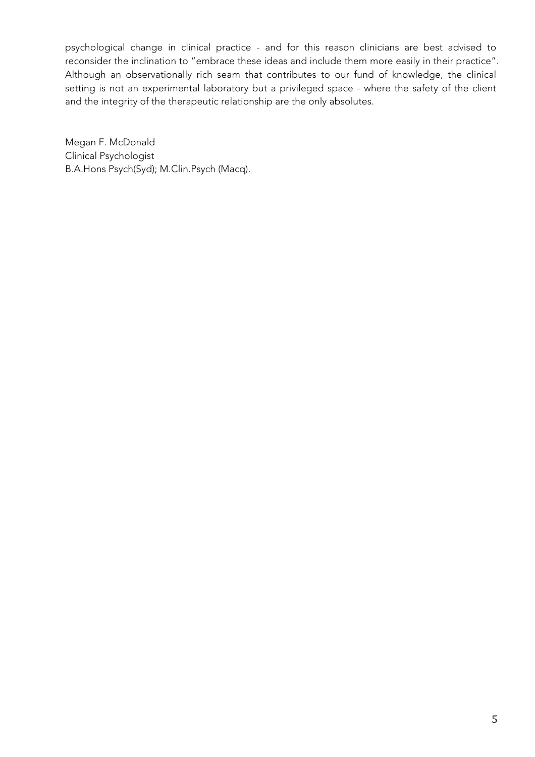psychological change in clinical practice - and for this reason clinicians are best advised to reconsider the inclination to "embrace these ideas and include them more easily in their practice". Although an observationally rich seam that contributes to our fund of knowledge, the clinical setting is not an experimental laboratory but a privileged space - where the safety of the client and the integrity of the therapeutic relationship are the only absolutes.

Megan F. McDonald
Clinical Psychologist
B.A.Hons Psych(Syd); M.Clin.Psych (Macq).